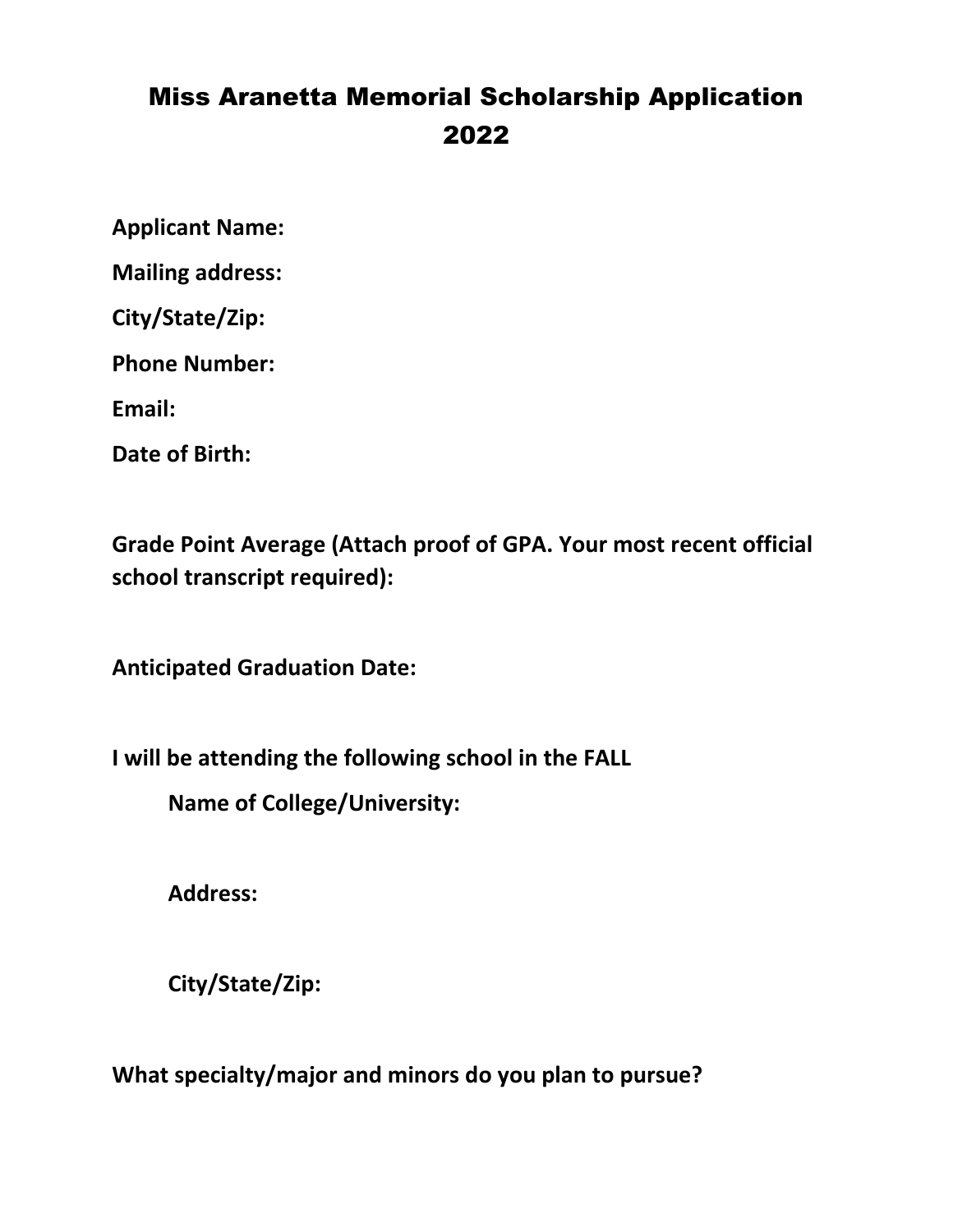# Miss Aranetta Memorial Scholarship Application 2022

**Applicant Name:**

**Mailing address:**

**City/State/Zip:**

**Phone Number:**

**Email:**

**Date of Birth:**

**Grade Point Average (Attach proof of GPA. Your most recent official school transcript required):**

**Anticipated Graduation Date:**

**I will be attending the following school in the FALL**

**Name of College/University:**

**Address:**

**City/State/Zip:**

**What specialty/major and minors do you plan to pursue?**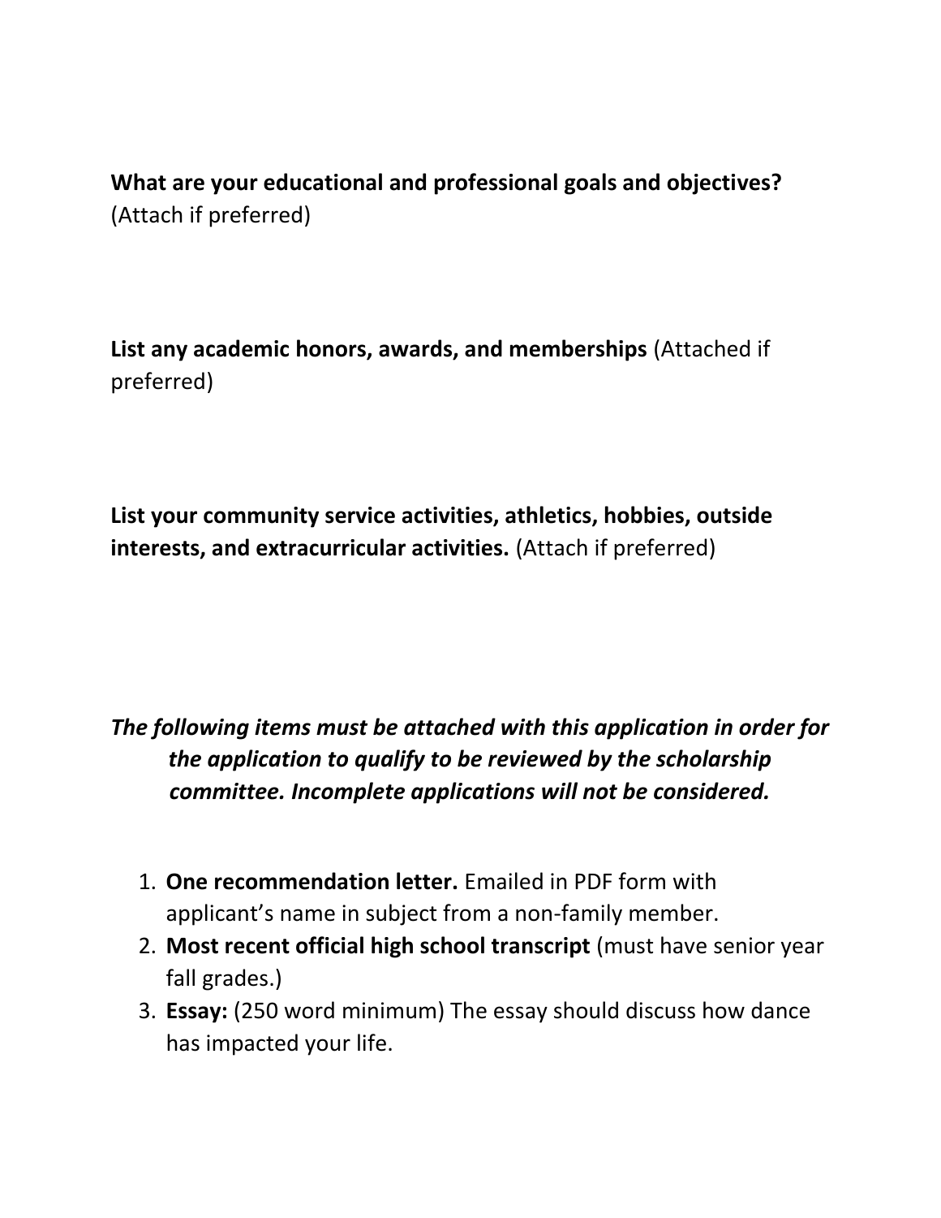**What are your educational and professional goals and objectives?** (Attach if preferred)

**List any academic honors, awards, and memberships** (Attached if preferred)

**List your community service activities, athletics, hobbies, outside interests, and extracurricular activities.** (Attach if preferred)

***The following items must be attached with this application in order for the application to qualify to be reviewed by the scholarship committee. Incomplete applications will not be considered.***

1. **One recommendation letter.** Emailed in PDF form with applicant's name in subject from a non-family member.
2. **Most recent official high school transcript** (must have senior year fall grades.)
3. **Essay:** (250 word minimum) The essay should discuss how dance has impacted your life.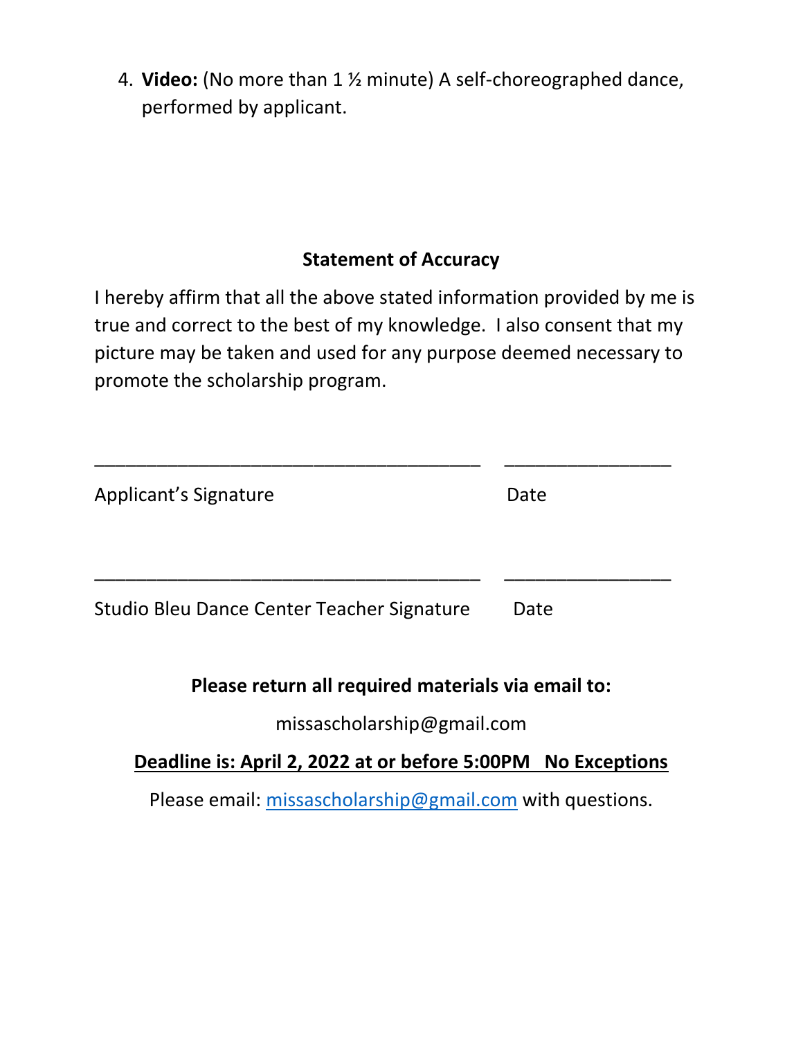4. **Video:** (No more than 1 ½ minute) A self-choreographed dance, performed by applicant.

**Statement of Accuracy**

I hereby affirm that all the above stated information provided by me is true and correct to the best of my knowledge. I also consent that my picture may be taken and used for any purpose deemed necessary to promote the scholarship program.

\_\_\_\_\_\_\_\_\_\_\_\_\_\_\_\_\_\_\_\_\_\_\_\_\_\_\_\_\_\_\_\_\_\_\_\_\_\_\_ \_\_\_\_\_\_\_\_\_\_\_\_\_\_\_\_\_

Applicant's Signature Date

\_\_\_\_\_\_\_\_\_\_\_\_\_\_\_\_\_\_\_\_\_\_\_\_\_\_\_\_\_\_\_\_\_\_\_\_\_\_\_ \_\_\_\_\_\_\_\_\_\_\_\_\_\_\_\_\_

Studio Bleu Dance Center Teacher Signature Date

**Please return all required materials via email to:**

missascholarship@gmail.com

**<u>Deadline is: April 2, 2022 at or before 5:00PM No Exceptions</u>**

Please email: missascholarship@gmail.com with questions.